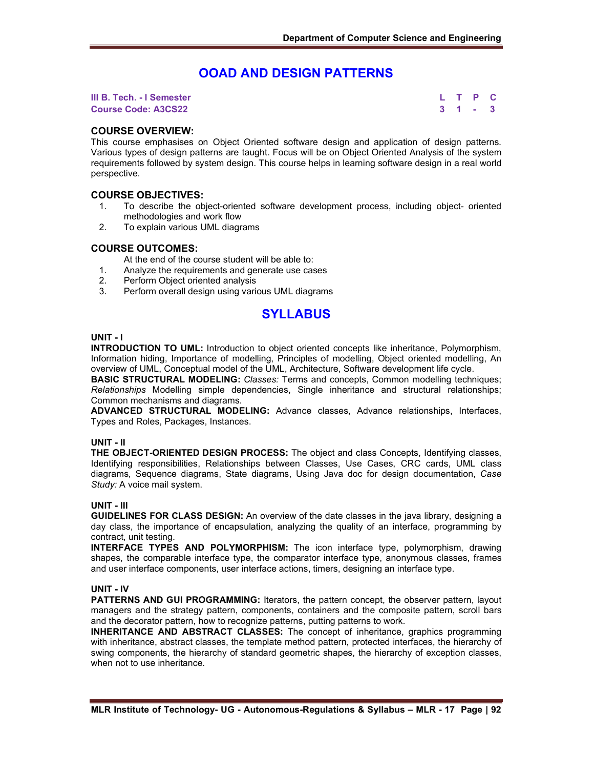# OOAD AND DESIGN PATTERNS

| **III B. Tech. - I Semester** | **L** | **T** | **P** | **C** |
|---|---|---|---|---|
| **Course Code: A3CS22** | **3** | **1** | **-** | **3** |

## COURSE OVERVIEW:

This course emphasises on Object Oriented software design and application of design patterns. Various types of design patterns are taught. Focus will be on Object Oriented Analysis of the system requirements followed by system design. This course helps in learning software design in a real world perspective.

## COURSE OBJECTIVES:

1. To describe the object-oriented software development process, including object- oriented methodologies and work flow
2. To explain various UML diagrams

## COURSE OUTCOMES:

At the end of the course student will be able to:

1. Analyze the requirements and generate use cases
2. Perform Object oriented analysis
3. Perform overall design using various UML diagrams

# SYLLABUS

**UNIT - I**

**INTRODUCTION TO UML:** Introduction to object oriented concepts like inheritance, Polymorphism, Information hiding, Importance of modelling, Principles of modelling, Object oriented modelling, An overview of UML, Conceptual model of the UML, Architecture, Software development life cycle.

**BASIC STRUCTURAL MODELING:** *Classes:* Terms and concepts, Common modelling techniques; *Relationships* Modelling simple dependencies, Single inheritance and structural relationships; Common mechanisms and diagrams.

**ADVANCED STRUCTURAL MODELING:** Advance classes, Advance relationships, Interfaces, Types and Roles, Packages, Instances.

**UNIT - II**

**THE OBJECT-ORIENTED DESIGN PROCESS:** The object and class Concepts, Identifying classes, Identifying responsibilities, Relationships between Classes, Use Cases, CRC cards, UML class diagrams, Sequence diagrams, State diagrams, Using Java doc for design documentation, *Case Study:* A voice mail system.

**UNIT - III**

**GUIDELINES FOR CLASS DESIGN:** An overview of the date classes in the java library, designing a day class, the importance of encapsulation, analyzing the quality of an interface, programming by contract, unit testing.

**INTERFACE TYPES AND POLYMORPHISM:** The icon interface type, polymorphism, drawing shapes, the comparable interface type, the comparator interface type, anonymous classes, frames and user interface components, user interface actions, timers, designing an interface type.

**UNIT - IV**

**PATTERNS AND GUI PROGRAMMING:** Iterators, the pattern concept, the observer pattern, layout managers and the strategy pattern, components, containers and the composite pattern, scroll bars and the decorator pattern, how to recognize patterns, putting patterns to work.

**INHERITANCE AND ABSTRACT CLASSES:** The concept of inheritance, graphics programming with inheritance, abstract classes, the template method pattern, protected interfaces, the hierarchy of swing components, the hierarchy of standard geometric shapes, the hierarchy of exception classes, when not to use inheritance.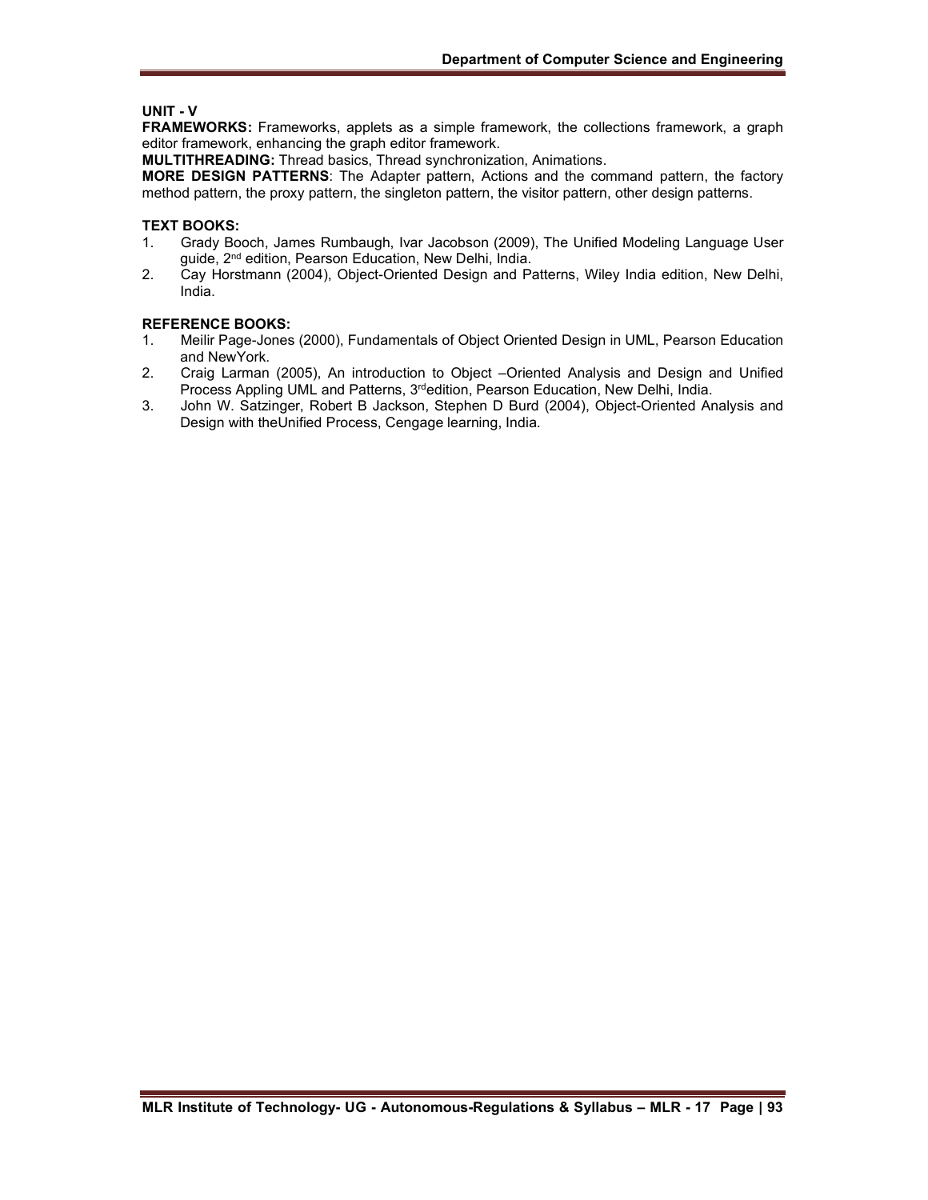**UNIT - V**

**FRAMEWORKS:** Frameworks, applets as a simple framework, the collections framework, a graph editor framework, enhancing the graph editor framework.

**MULTITHREADING:** Thread basics, Thread synchronization, Animations.

**MORE DESIGN PATTERNS**: The Adapter pattern, Actions and the command pattern, the factory method pattern, the proxy pattern, the singleton pattern, the visitor pattern, other design patterns.

**TEXT BOOKS:**

1. Grady Booch, James Rumbaugh, Ivar Jacobson (2009), The Unified Modeling Language User guide, 2nd edition, Pearson Education, New Delhi, India.
2. Cay Horstmann (2004), Object-Oriented Design and Patterns, Wiley India edition, New Delhi, India.

**REFERENCE BOOKS:**

1. Meilir Page-Jones (2000), Fundamentals of Object Oriented Design in UML, Pearson Education and NewYork.
2. Craig Larman (2005), An introduction to Object –Oriented Analysis and Design and Unified Process Appling UML and Patterns, 3rdedition, Pearson Education, New Delhi, India.
3. John W. Satzinger, Robert B Jackson, Stephen D Burd (2004), Object-Oriented Analysis and Design with theUnified Process, Cengage learning, India.